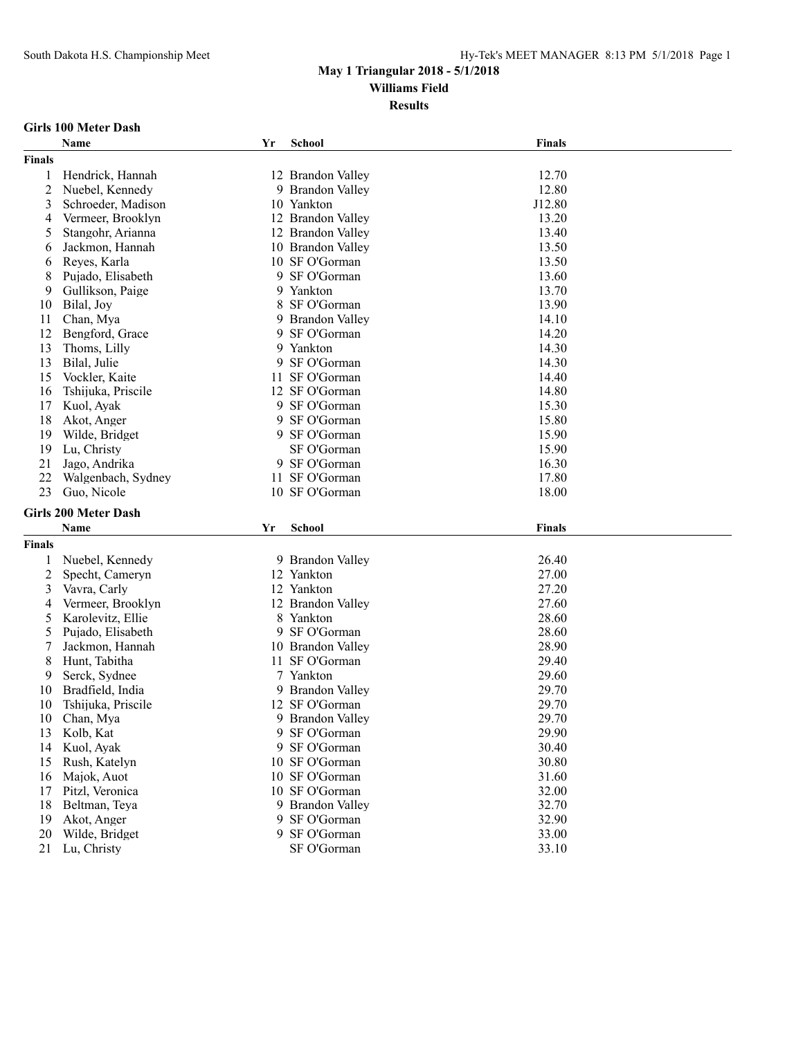# May 1 Triangular 2018 - 5/1/2018

## Williams Field

### Results

#### Girls 100 Meter Dash

| | Name | Yr | School | Finals |
|---|---|---|---|---|
| **Finals** | | | | |
| 1 | Hendrick, Hannah | 12 | Brandon Valley | 12.70 |
| 2 | Nuebel, Kennedy | 9 | Brandon Valley | 12.80 |
| 3 | Schroeder, Madison | 10 | Yankton | J12.80 |
| 4 | Vermeer, Brooklyn | 12 | Brandon Valley | 13.20 |
| 5 | Stangohr, Arianna | 12 | Brandon Valley | 13.40 |
| 6 | Jackmon, Hannah | 10 | Brandon Valley | 13.50 |
| 6 | Reyes, Karla | 10 | SF O'Gorman | 13.50 |
| 8 | Pujado, Elisabeth | 9 | SF O'Gorman | 13.60 |
| 9 | Gullikson, Paige | 9 | Yankton | 13.70 |
| 10 | Bilal, Joy | 8 | SF O'Gorman | 13.90 |
| 11 | Chan, Mya | 9 | Brandon Valley | 14.10 |
| 12 | Bengford, Grace | 9 | SF O'Gorman | 14.20 |
| 13 | Thoms, Lilly | 9 | Yankton | 14.30 |
| 13 | Bilal, Julie | 9 | SF O'Gorman | 14.30 |
| 15 | Vockler, Kaite | 11 | SF O'Gorman | 14.40 |
| 16 | Tshijuka, Priscile | 12 | SF O'Gorman | 14.80 |
| 17 | Kuol, Ayak | 9 | SF O'Gorman | 15.30 |
| 18 | Akot, Anger | 9 | SF O'Gorman | 15.80 |
| 19 | Wilde, Bridget | 9 | SF O'Gorman | 15.90 |
| 19 | Lu, Christy | | SF O'Gorman | 15.90 |
| 21 | Jago, Andrika | 9 | SF O'Gorman | 16.30 |
| 22 | Walgenbach, Sydney | 11 | SF O'Gorman | 17.80 |
| 23 | Guo, Nicole | 10 | SF O'Gorman | 18.00 |

#### Girls 200 Meter Dash

| | Name | Yr | School | Finals |
|---|---|---|---|---|
| **Finals** | | | | |
| 1 | Nuebel, Kennedy | 9 | Brandon Valley | 26.40 |
| 2 | Specht, Cameryn | 12 | Yankton | 27.00 |
| 3 | Vavra, Carly | 12 | Yankton | 27.20 |
| 4 | Vermeer, Brooklyn | 12 | Brandon Valley | 27.60 |
| 5 | Karolevitz, Ellie | 8 | Yankton | 28.60 |
| 5 | Pujado, Elisabeth | 9 | SF O'Gorman | 28.60 |
| 7 | Jackmon, Hannah | 10 | Brandon Valley | 28.90 |
| 8 | Hunt, Tabitha | 11 | SF O'Gorman | 29.40 |
| 9 | Serck, Sydnee | 7 | Yankton | 29.60 |
| 10 | Bradfield, India | 9 | Brandon Valley | 29.70 |
| 10 | Tshijuka, Priscile | 12 | SF O'Gorman | 29.70 |
| 10 | Chan, Mya | 9 | Brandon Valley | 29.70 |
| 13 | Kolb, Kat | 9 | SF O'Gorman | 29.90 |
| 14 | Kuol, Ayak | 9 | SF O'Gorman | 30.40 |
| 15 | Rush, Katelyn | 10 | SF O'Gorman | 30.80 |
| 16 | Majok, Auot | 10 | SF O'Gorman | 31.60 |
| 17 | Pitzl, Veronica | 10 | SF O'Gorman | 32.00 |
| 18 | Beltman, Teya | 9 | Brandon Valley | 32.70 |
| 19 | Akot, Anger | 9 | SF O'Gorman | 32.90 |
| 20 | Wilde, Bridget | 9 | SF O'Gorman | 33.00 |
| 21 | Lu, Christy | | SF O'Gorman | 33.10 |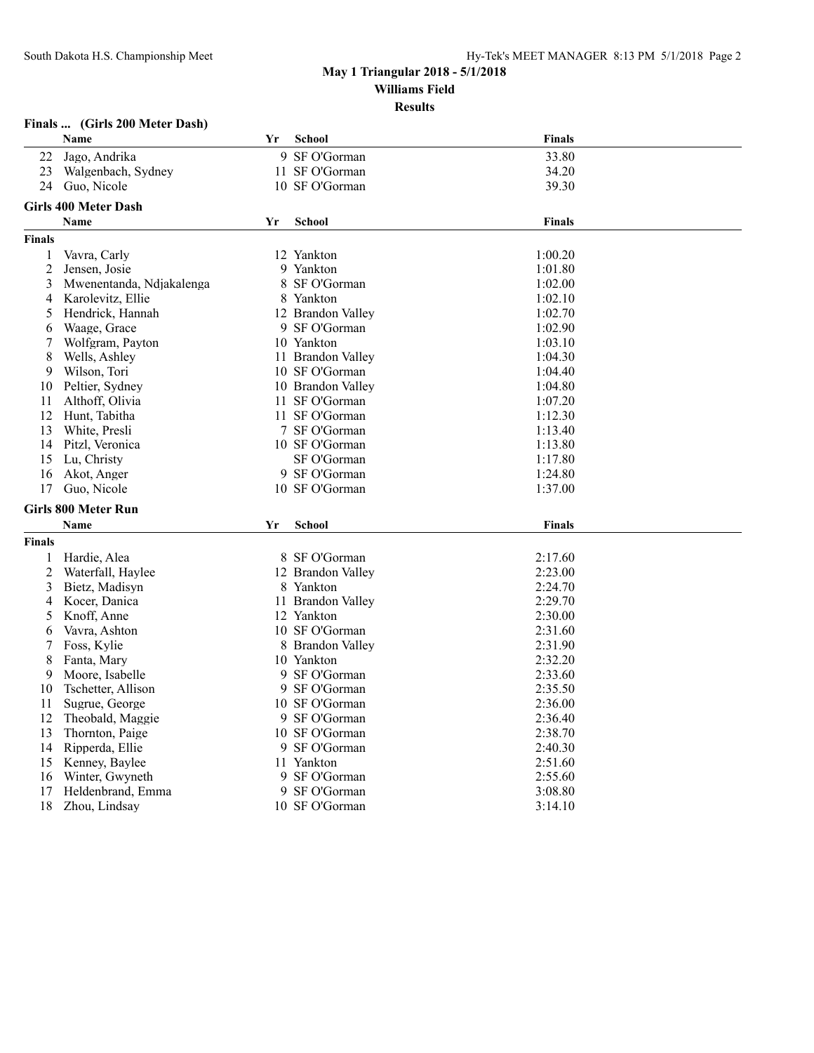## May 1 Triangular 2018 - 5/1/2018

**Williams Field**

**Results**

### Finals ... (Girls 200 Meter Dash)

| | Name | Yr | School | Finals |
|---|---|---|---|---|
| 22 | Jago, Andrika | 9 | SF O'Gorman | 33.80 |
| 23 | Walgenbach, Sydney | 11 | SF O'Gorman | 34.20 |
| 24 | Guo, Nicole | 10 | SF O'Gorman | 39.30 |

### Girls 400 Meter Dash

| | Name | Yr | School | Finals |
|---|---|---|---|---|
| **Finals** | | | | |
| 1 | Vavra, Carly | 12 | Yankton | 1:00.20 |
| 2 | Jensen, Josie | 9 | Yankton | 1:01.80 |
| 3 | Mwenentanda, Ndjakalenga | 8 | SF O'Gorman | 1:02.00 |
| 4 | Karolevitz, Ellie | 8 | Yankton | 1:02.10 |
| 5 | Hendrick, Hannah | 12 | Brandon Valley | 1:02.70 |
| 6 | Waage, Grace | 9 | SF O'Gorman | 1:02.90 |
| 7 | Wolfgram, Payton | 10 | Yankton | 1:03.10 |
| 8 | Wells, Ashley | 11 | Brandon Valley | 1:04.30 |
| 9 | Wilson, Tori | 10 | SF O'Gorman | 1:04.40 |
| 10 | Peltier, Sydney | 10 | Brandon Valley | 1:04.80 |
| 11 | Althoff, Olivia | 11 | SF O'Gorman | 1:07.20 |
| 12 | Hunt, Tabitha | 11 | SF O'Gorman | 1:12.30 |
| 13 | White, Presli | 7 | SF O'Gorman | 1:13.40 |
| 14 | Pitzl, Veronica | 10 | SF O'Gorman | 1:13.80 |
| 15 | Lu, Christy | | SF O'Gorman | 1:17.80 |
| 16 | Akot, Anger | 9 | SF O'Gorman | 1:24.80 |
| 17 | Guo, Nicole | 10 | SF O'Gorman | 1:37.00 |

### Girls 800 Meter Run

| | Name | Yr | School | Finals |
|---|---|---|---|---|
| **Finals** | | | | |
| 1 | Hardie, Alea | 8 | SF O'Gorman | 2:17.60 |
| 2 | Waterfall, Haylee | 12 | Brandon Valley | 2:23.00 |
| 3 | Bietz, Madisyn | 8 | Yankton | 2:24.70 |
| 4 | Kocer, Danica | 11 | Brandon Valley | 2:29.70 |
| 5 | Knoff, Anne | 12 | Yankton | 2:30.00 |
| 6 | Vavra, Ashton | 10 | SF O'Gorman | 2:31.60 |
| 7 | Foss, Kylie | 8 | Brandon Valley | 2:31.90 |
| 8 | Fanta, Mary | 10 | Yankton | 2:32.20 |
| 9 | Moore, Isabelle | 9 | SF O'Gorman | 2:33.60 |
| 10 | Tschetter, Allison | 9 | SF O'Gorman | 2:35.50 |
| 11 | Sugrue, George | 10 | SF O'Gorman | 2:36.00 |
| 12 | Theobald, Maggie | 9 | SF O'Gorman | 2:36.40 |
| 13 | Thornton, Paige | 10 | SF O'Gorman | 2:38.70 |
| 14 | Ripperda, Ellie | 9 | SF O'Gorman | 2:40.30 |
| 15 | Kenney, Baylee | 11 | Yankton | 2:51.60 |
| 16 | Winter, Gwyneth | 9 | SF O'Gorman | 2:55.60 |
| 17 | Heldenbrand, Emma | 9 | SF O'Gorman | 3:08.80 |
| 18 | Zhou, Lindsay | 10 | SF O'Gorman | 3:14.10 |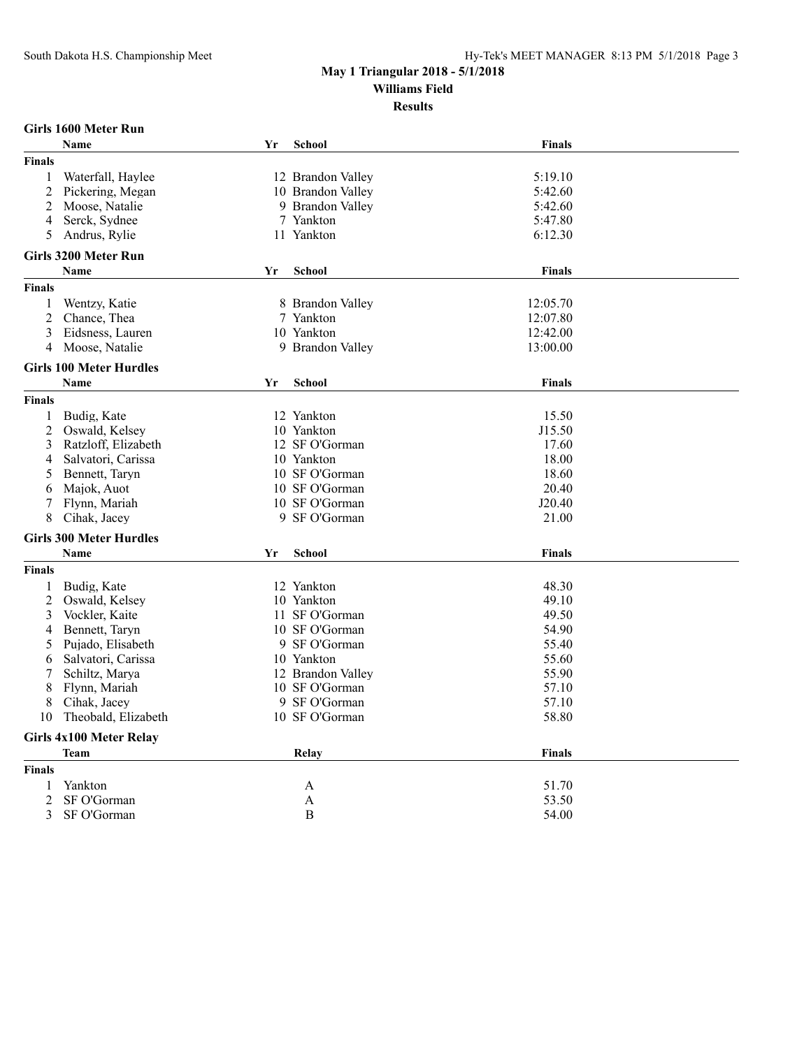# May 1 Triangular 2018 - 5/1/2018

**Williams Field**

**Results**

## Girls 1600 Meter Run

| | Name | Yr | School | Finals |
|---|---|---|---|---|
| **Finals** | | | | |
| 1 | Waterfall, Haylee | 12 | Brandon Valley | 5:19.10 |
| 2 | Pickering, Megan | 10 | Brandon Valley | 5:42.60 |
| 2 | Moose, Natalie | 9 | Brandon Valley | 5:42.60 |
| 4 | Serck, Sydnee | 7 | Yankton | 5:47.80 |
| 5 | Andrus, Rylie | 11 | Yankton | 6:12.30 |

## Girls 3200 Meter Run

| | Name | Yr | School | Finals |
|---|---|---|---|---|
| **Finals** | | | | |
| 1 | Wentzy, Katie | 8 | Brandon Valley | 12:05.70 |
| 2 | Chance, Thea | 7 | Yankton | 12:07.80 |
| 3 | Eidsness, Lauren | 10 | Yankton | 12:42.00 |
| 4 | Moose, Natalie | 9 | Brandon Valley | 13:00.00 |

## Girls 100 Meter Hurdles

| | Name | Yr | School | Finals |
|---|---|---|---|---|
| **Finals** | | | | |
| 1 | Budig, Kate | 12 | Yankton | 15.50 |
| 2 | Oswald, Kelsey | 10 | Yankton | J15.50 |
| 3 | Ratzloff, Elizabeth | 12 | SF O'Gorman | 17.60 |
| 4 | Salvatori, Carissa | 10 | Yankton | 18.00 |
| 5 | Bennett, Taryn | 10 | SF O'Gorman | 18.60 |
| 6 | Majok, Auot | 10 | SF O'Gorman | 20.40 |
| 7 | Flynn, Mariah | 10 | SF O'Gorman | J20.40 |
| 8 | Cihak, Jacey | 9 | SF O'Gorman | 21.00 |

## Girls 300 Meter Hurdles

| | Name | Yr | School | Finals |
|---|---|---|---|---|
| **Finals** | | | | |
| 1 | Budig, Kate | 12 | Yankton | 48.30 |
| 2 | Oswald, Kelsey | 10 | Yankton | 49.10 |
| 3 | Vockler, Kaite | 11 | SF O'Gorman | 49.50 |
| 4 | Bennett, Taryn | 10 | SF O'Gorman | 54.90 |
| 5 | Pujado, Elisabeth | 9 | SF O'Gorman | 55.40 |
| 6 | Salvatori, Carissa | 10 | Yankton | 55.60 |
| 7 | Schiltz, Marya | 12 | Brandon Valley | 55.90 |
| 8 | Flynn, Mariah | 10 | SF O'Gorman | 57.10 |
| 8 | Cihak, Jacey | 9 | SF O'Gorman | 57.10 |
| 10 | Theobald, Elizabeth | 10 | SF O'Gorman | 58.80 |

## Girls 4x100 Meter Relay

| | Team | Relay | Finals |
|---|---|---|---|
| **Finals** | | | |
| 1 | Yankton | A | 51.70 |
| 2 | SF O'Gorman | A | 53.50 |
| 3 | SF O'Gorman | B | 54.00 |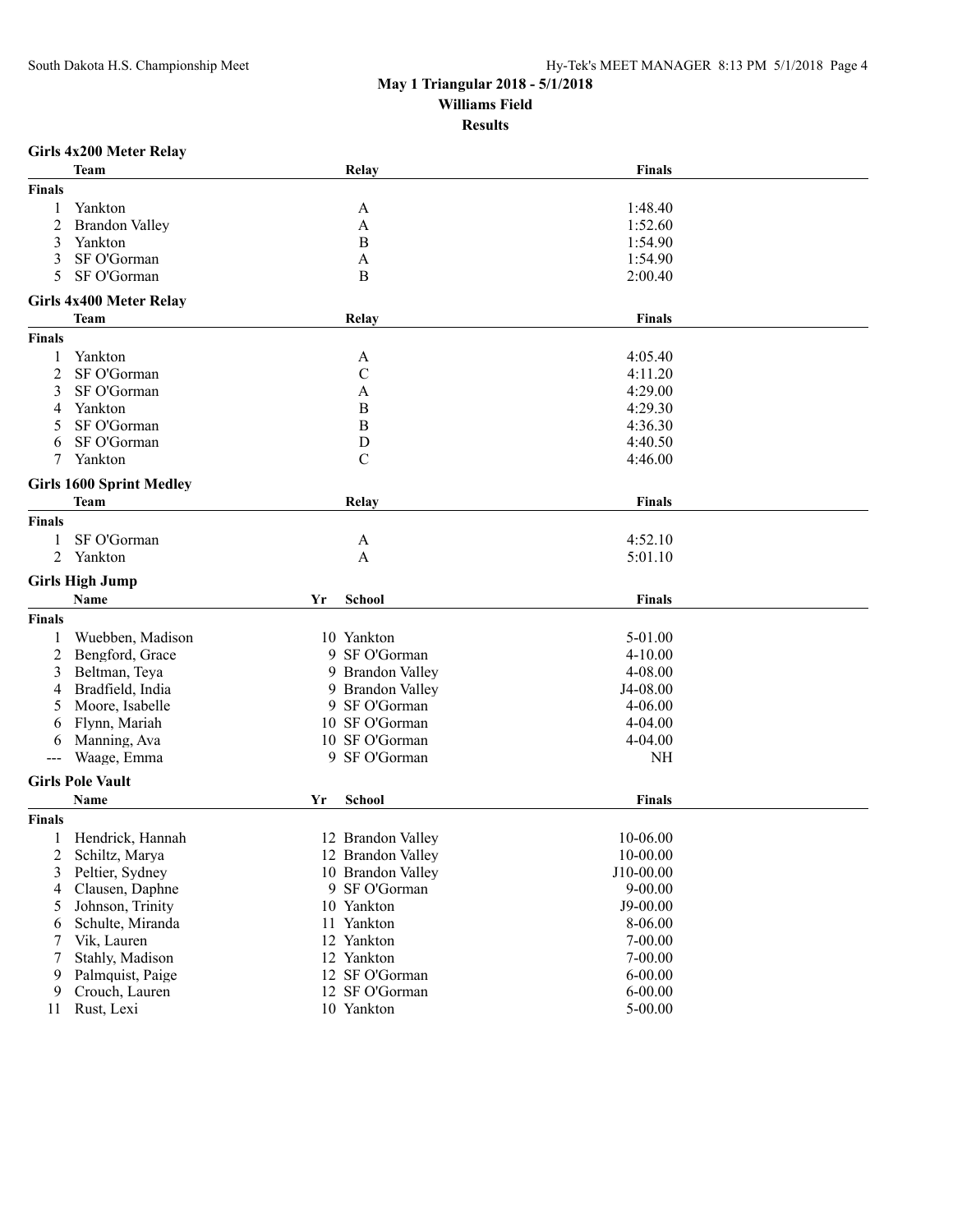# May 1 Triangular 2018 - 5/1/2018

## Williams Field

### Results

**Girls 4x200 Meter Relay**

| | Team | Relay | Finals |
|---|---|---|---|
| **Finals** | | | |
| 1 | Yankton | A | 1:48.40 |
| 2 | Brandon Valley | A | 1:52.60 |
| 3 | Yankton | B | 1:54.90 |
| 3 | SF O'Gorman | A | 1:54.90 |
| 5 | SF O'Gorman | B | 2:00.40 |

**Girls 4x400 Meter Relay**

| | Team | Relay | Finals |
|---|---|---|---|
| **Finals** | | | |
| 1 | Yankton | A | 4:05.40 |
| 2 | SF O'Gorman | C | 4:11.20 |
| 3 | SF O'Gorman | A | 4:29.00 |
| 4 | Yankton | B | 4:29.30 |
| 5 | SF O'Gorman | B | 4:36.30 |
| 6 | SF O'Gorman | D | 4:40.50 |
| 7 | Yankton | C | 4:46.00 |

**Girls 1600 Sprint Medley**

| | Team | Relay | Finals |
|---|---|---|---|
| **Finals** | | | |
| 1 | SF O'Gorman | A | 4:52.10 |
| 2 | Yankton | A | 5:01.10 |

**Girls High Jump**

| | Name | Yr | School | Finals |
|---|---|---|---|---|
| **Finals** | | | | |
| 1 | Wuebben, Madison | 10 | Yankton | 5-01.00 |
| 2 | Bengford, Grace | 9 | SF O'Gorman | 4-10.00 |
| 3 | Beltman, Teya | 9 | Brandon Valley | 4-08.00 |
| 4 | Bradfield, India | 9 | Brandon Valley | J4-08.00 |
| 5 | Moore, Isabelle | 9 | SF O'Gorman | 4-06.00 |
| 6 | Flynn, Mariah | 10 | SF O'Gorman | 4-04.00 |
| 6 | Manning, Ava | 10 | SF O'Gorman | 4-04.00 |
| --- | Waage, Emma | 9 | SF O'Gorman | NH |

**Girls Pole Vault**

| | Name | Yr | School | Finals |
|---|---|---|---|---|
| **Finals** | | | | |
| 1 | Hendrick, Hannah | 12 | Brandon Valley | 10-06.00 |
| 2 | Schiltz, Marya | 12 | Brandon Valley | 10-00.00 |
| 3 | Peltier, Sydney | 10 | Brandon Valley | J10-00.00 |
| 4 | Clausen, Daphne | 9 | SF O'Gorman | 9-00.00 |
| 5 | Johnson, Trinity | 10 | Yankton | J9-00.00 |
| 6 | Schulte, Miranda | 11 | Yankton | 8-06.00 |
| 7 | Vik, Lauren | 12 | Yankton | 7-00.00 |
| 7 | Stahly, Madison | 12 | Yankton | 7-00.00 |
| 9 | Palmquist, Paige | 12 | SF O'Gorman | 6-00.00 |
| 9 | Crouch, Lauren | 12 | SF O'Gorman | 6-00.00 |
| 11 | Rust, Lexi | 10 | Yankton | 5-00.00 |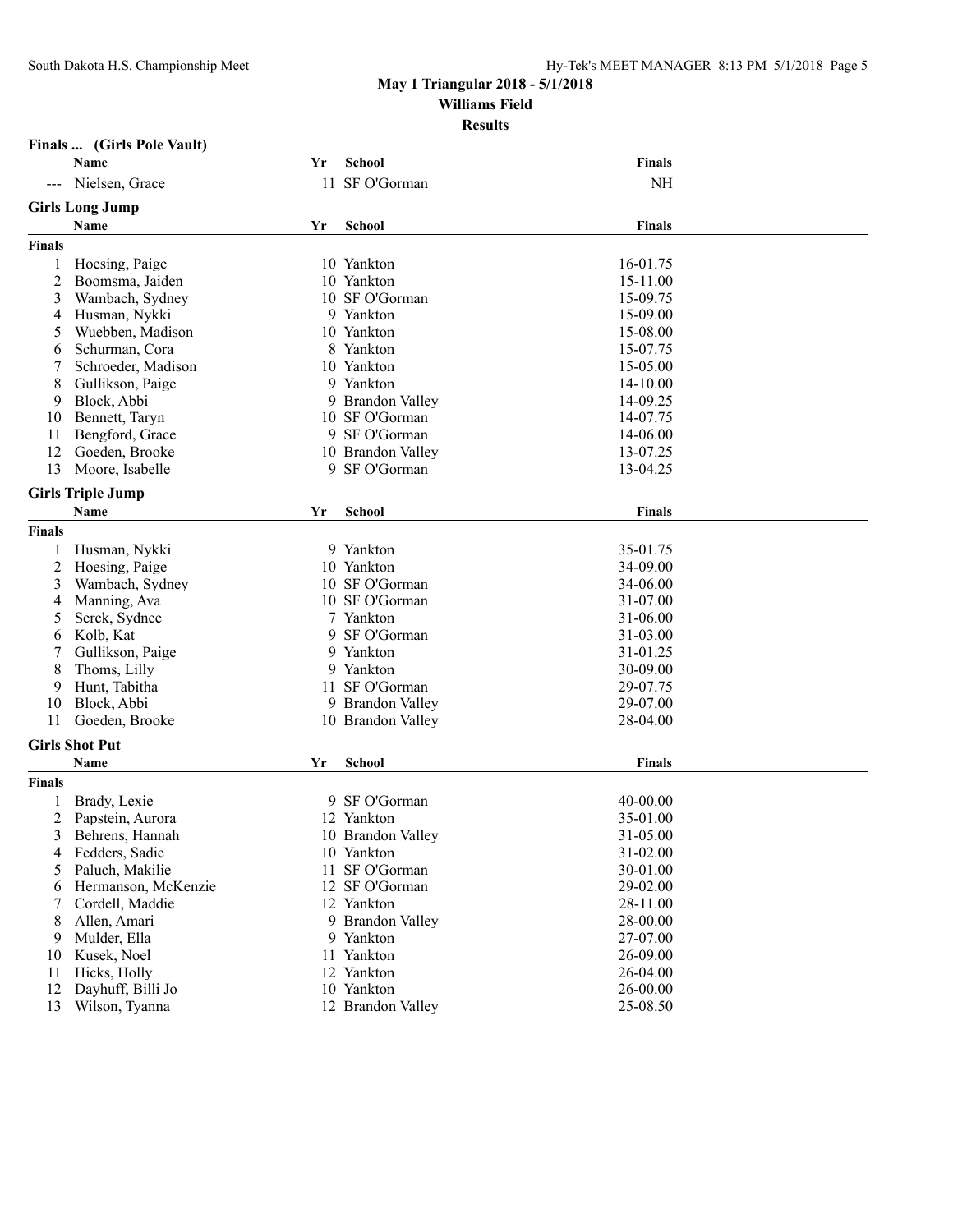## May 1 Triangular 2018 - 5/1/2018

**Williams Field**

**Results**

### Finals ... (Girls Pole Vault)

| | Name | Yr | School | Finals |
|---|---|---|---|---|
| --- | Nielsen, Grace | 11 | SF O'Gorman | NH |

### Girls Long Jump

| | Name | Yr | School | Finals |
|---|---|---|---|---|
| **Finals** | | | | |
| 1 | Hoesing, Paige | 10 | Yankton | 16-01.75 |
| 2 | Boomsma, Jaiden | 10 | Yankton | 15-11.00 |
| 3 | Wambach, Sydney | 10 | SF O'Gorman | 15-09.75 |
| 4 | Husman, Nykki | 9 | Yankton | 15-09.00 |
| 5 | Wuebben, Madison | 10 | Yankton | 15-08.00 |
| 6 | Schurman, Cora | 8 | Yankton | 15-07.75 |
| 7 | Schroeder, Madison | 10 | Yankton | 15-05.00 |
| 8 | Gullikson, Paige | 9 | Yankton | 14-10.00 |
| 9 | Block, Abbi | 9 | Brandon Valley | 14-09.25 |
| 10 | Bennett, Taryn | 10 | SF O'Gorman | 14-07.75 |
| 11 | Bengford, Grace | 9 | SF O'Gorman | 14-06.00 |
| 12 | Goeden, Brooke | 10 | Brandon Valley | 13-07.25 |
| 13 | Moore, Isabelle | 9 | SF O'Gorman | 13-04.25 |

### Girls Triple Jump

| | Name | Yr | School | Finals |
|---|---|---|---|---|
| **Finals** | | | | |
| 1 | Husman, Nykki | 9 | Yankton | 35-01.75 |
| 2 | Hoesing, Paige | 10 | Yankton | 34-09.00 |
| 3 | Wambach, Sydney | 10 | SF O'Gorman | 34-06.00 |
| 4 | Manning, Ava | 10 | SF O'Gorman | 31-07.00 |
| 5 | Serck, Sydnee | 7 | Yankton | 31-06.00 |
| 6 | Kolb, Kat | 9 | SF O'Gorman | 31-03.00 |
| 7 | Gullikson, Paige | 9 | Yankton | 31-01.25 |
| 8 | Thoms, Lilly | 9 | Yankton | 30-09.00 |
| 9 | Hunt, Tabitha | 11 | SF O'Gorman | 29-07.75 |
| 10 | Block, Abbi | 9 | Brandon Valley | 29-07.00 |
| 11 | Goeden, Brooke | 10 | Brandon Valley | 28-04.00 |

### Girls Shot Put

| | Name | Yr | School | Finals |
|---|---|---|---|---|
| **Finals** | | | | |
| 1 | Brady, Lexie | 9 | SF O'Gorman | 40-00.00 |
| 2 | Papstein, Aurora | 12 | Yankton | 35-01.00 |
| 3 | Behrens, Hannah | 10 | Brandon Valley | 31-05.00 |
| 4 | Fedders, Sadie | 10 | Yankton | 31-02.00 |
| 5 | Paluch, Makilie | 11 | SF O'Gorman | 30-01.00 |
| 6 | Hermanson, McKenzie | 12 | SF O'Gorman | 29-02.00 |
| 7 | Cordell, Maddie | 12 | Yankton | 28-11.00 |
| 8 | Allen, Amari | 9 | Brandon Valley | 28-00.00 |
| 9 | Mulder, Ella | 9 | Yankton | 27-07.00 |
| 10 | Kusek, Noel | 11 | Yankton | 26-09.00 |
| 11 | Hicks, Holly | 12 | Yankton | 26-04.00 |
| 12 | Dayhuff, Billi Jo | 10 | Yankton | 26-00.00 |
| 13 | Wilson, Tyanna | 12 | Brandon Valley | 25-08.50 |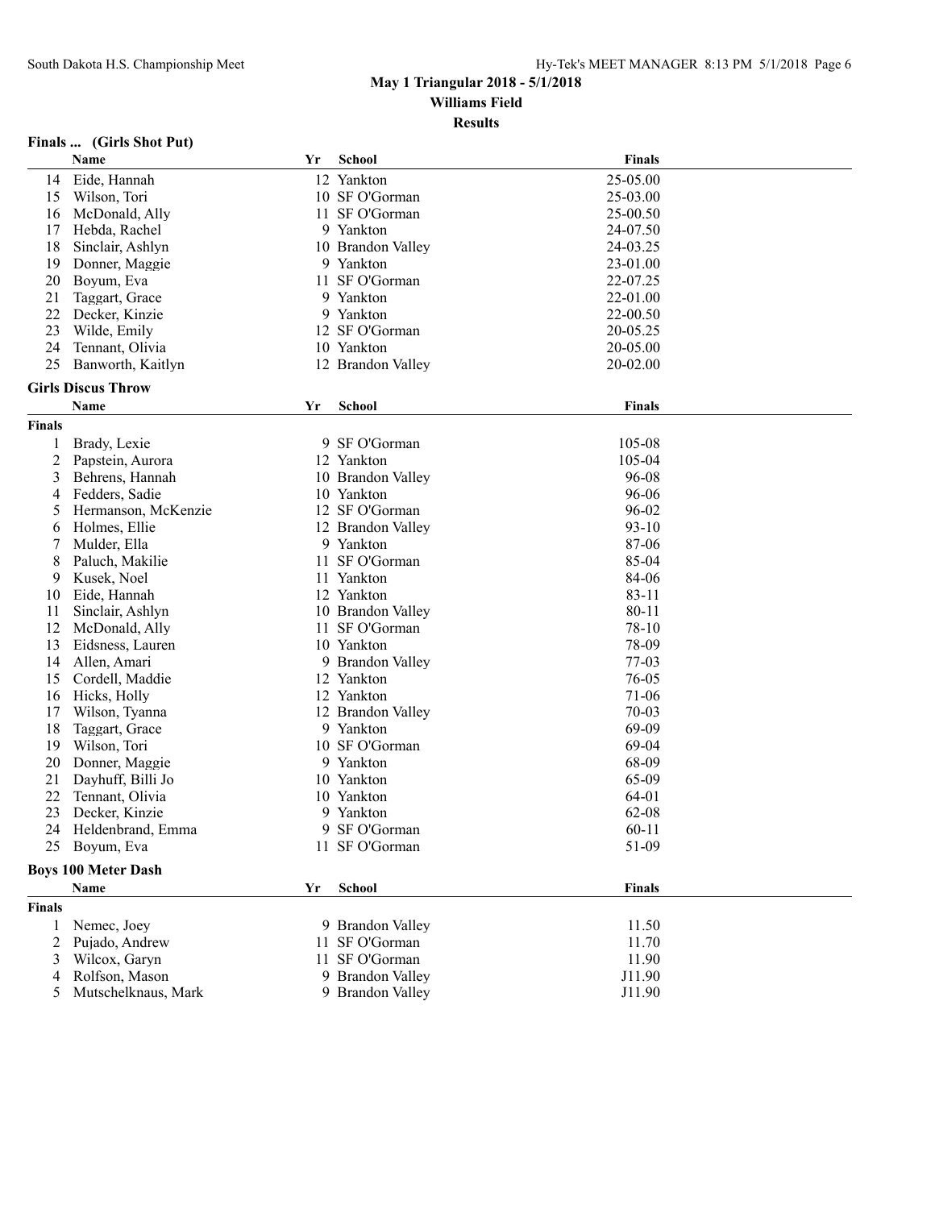## May 1 Triangular 2018 - 5/1/2018

**Williams Field**

**Results**

### Finals ... (Girls Shot Put)

| | Name | Yr | School | Finals |
|---|---|---|---|---|
| 14 | Eide, Hannah | 12 | Yankton | 25-05.00 |
| 15 | Wilson, Tori | 10 | SF O'Gorman | 25-03.00 |
| 16 | McDonald, Ally | 11 | SF O'Gorman | 25-00.50 |
| 17 | Hebda, Rachel | 9 | Yankton | 24-07.50 |
| 18 | Sinclair, Ashlyn | 10 | Brandon Valley | 24-03.25 |
| 19 | Donner, Maggie | 9 | Yankton | 23-01.00 |
| 20 | Boyum, Eva | 11 | SF O'Gorman | 22-07.25 |
| 21 | Taggart, Grace | 9 | Yankton | 22-01.00 |
| 22 | Decker, Kinzie | 9 | Yankton | 22-00.50 |
| 23 | Wilde, Emily | 12 | SF O'Gorman | 20-05.25 |
| 24 | Tennant, Olivia | 10 | Yankton | 20-05.00 |
| 25 | Banworth, Kaitlyn | 12 | Brandon Valley | 20-02.00 |

### Girls Discus Throw

**Finals**

| | Name | Yr | School | Finals |
|---|---|---|---|---|
| 1 | Brady, Lexie | 9 | SF O'Gorman | 105-08 |
| 2 | Papstein, Aurora | 12 | Yankton | 105-04 |
| 3 | Behrens, Hannah | 10 | Brandon Valley | 96-08 |
| 4 | Fedders, Sadie | 10 | Yankton | 96-06 |
| 5 | Hermanson, McKenzie | 12 | SF O'Gorman | 96-02 |
| 6 | Holmes, Ellie | 12 | Brandon Valley | 93-10 |
| 7 | Mulder, Ella | 9 | Yankton | 87-06 |
| 8 | Paluch, Makilie | 11 | SF O'Gorman | 85-04 |
| 9 | Kusek, Noel | 11 | Yankton | 84-06 |
| 10 | Eide, Hannah | 12 | Yankton | 83-11 |
| 11 | Sinclair, Ashlyn | 10 | Brandon Valley | 80-11 |
| 12 | McDonald, Ally | 11 | SF O'Gorman | 78-10 |
| 13 | Eidsness, Lauren | 10 | Yankton | 78-09 |
| 14 | Allen, Amari | 9 | Brandon Valley | 77-03 |
| 15 | Cordell, Maddie | 12 | Yankton | 76-05 |
| 16 | Hicks, Holly | 12 | Yankton | 71-06 |
| 17 | Wilson, Tyanna | 12 | Brandon Valley | 70-03 |
| 18 | Taggart, Grace | 9 | Yankton | 69-09 |
| 19 | Wilson, Tori | 10 | SF O'Gorman | 69-04 |
| 20 | Donner, Maggie | 9 | Yankton | 68-09 |
| 21 | Dayhuff, Billi Jo | 10 | Yankton | 65-09 |
| 22 | Tennant, Olivia | 10 | Yankton | 64-01 |
| 23 | Decker, Kinzie | 9 | Yankton | 62-08 |
| 24 | Heldenbrand, Emma | 9 | SF O'Gorman | 60-11 |
| 25 | Boyum, Eva | 11 | SF O'Gorman | 51-09 |

### Boys 100 Meter Dash

**Finals**

| | Name | Yr | School | Finals |
|---|---|---|---|---|
| 1 | Nemec, Joey | 9 | Brandon Valley | 11.50 |
| 2 | Pujado, Andrew | 11 | SF O'Gorman | 11.70 |
| 3 | Wilcox, Garyn | 11 | SF O'Gorman | 11.90 |
| 4 | Rolfson, Mason | 9 | Brandon Valley | J11.90 |
| 5 | Mutschelknaus, Mark | 9 | Brandon Valley | J11.90 |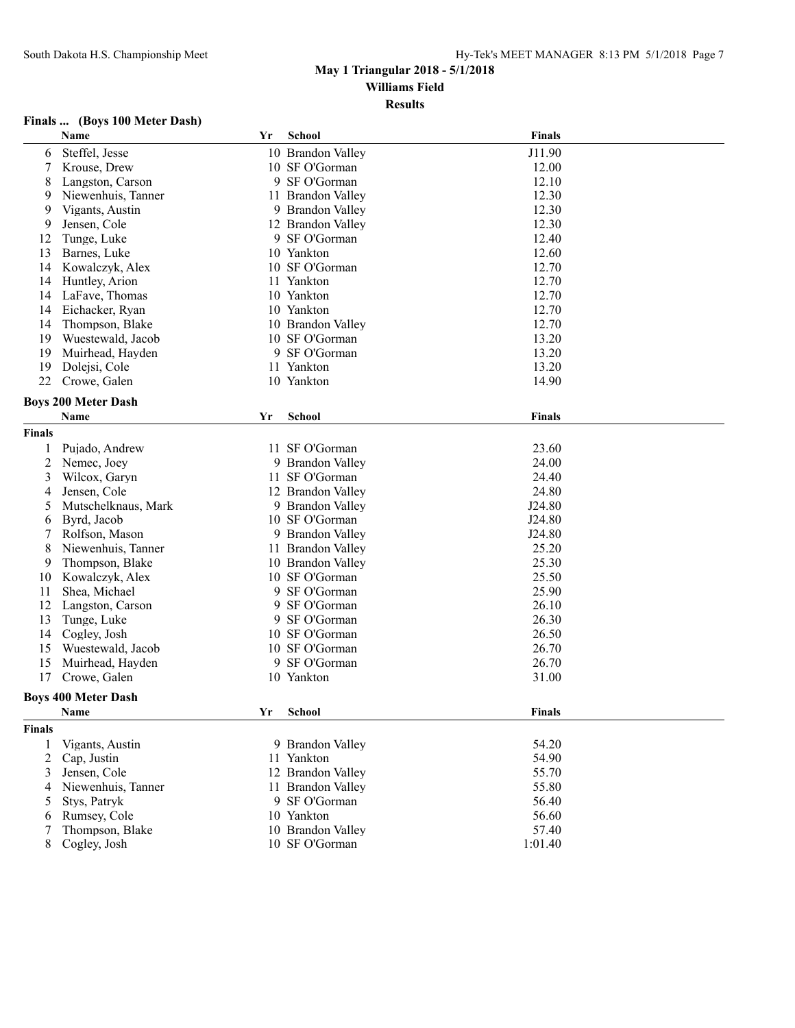### Finals ... (Boys 100 Meter Dash)

| | Name | Yr | School | Finals |
|---|---|---|---|---|
| 6 | Steffel, Jesse | 10 | Brandon Valley | J11.90 |
| 7 | Krouse, Drew | 10 | SF O'Gorman | 12.00 |
| 8 | Langston, Carson | 9 | SF O'Gorman | 12.10 |
| 9 | Niewenhuis, Tanner | 11 | Brandon Valley | 12.30 |
| 9 | Vigants, Austin | 9 | Brandon Valley | 12.30 |
| 9 | Jensen, Cole | 12 | Brandon Valley | 12.30 |
| 12 | Tunge, Luke | 9 | SF O'Gorman | 12.40 |
| 13 | Barnes, Luke | 10 | Yankton | 12.60 |
| 14 | Kowalczyk, Alex | 10 | SF O'Gorman | 12.70 |
| 14 | Huntley, Arion | 11 | Yankton | 12.70 |
| 14 | LaFave, Thomas | 10 | Yankton | 12.70 |
| 14 | Eichacker, Ryan | 10 | Yankton | 12.70 |
| 14 | Thompson, Blake | 10 | Brandon Valley | 12.70 |
| 19 | Wuestewald, Jacob | 10 | SF O'Gorman | 13.20 |
| 19 | Muirhead, Hayden | 9 | SF O'Gorman | 13.20 |
| 19 | Dolejsi, Cole | 11 | Yankton | 13.20 |
| 22 | Crowe, Galen | 10 | Yankton | 14.90 |

### Boys 200 Meter Dash

**Finals**

| | Name | Yr | School | Finals |
|---|---|---|---|---|
| 1 | Pujado, Andrew | 11 | SF O'Gorman | 23.60 |
| 2 | Nemec, Joey | 9 | Brandon Valley | 24.00 |
| 3 | Wilcox, Garyn | 11 | SF O'Gorman | 24.40 |
| 4 | Jensen, Cole | 12 | Brandon Valley | 24.80 |
| 5 | Mutschelknaus, Mark | 9 | Brandon Valley | J24.80 |
| 6 | Byrd, Jacob | 10 | SF O'Gorman | J24.80 |
| 7 | Rolfson, Mason | 9 | Brandon Valley | J24.80 |
| 8 | Niewenhuis, Tanner | 11 | Brandon Valley | 25.20 |
| 9 | Thompson, Blake | 10 | Brandon Valley | 25.30 |
| 10 | Kowalczyk, Alex | 10 | SF O'Gorman | 25.50 |
| 11 | Shea, Michael | 9 | SF O'Gorman | 25.90 |
| 12 | Langston, Carson | 9 | SF O'Gorman | 26.10 |
| 13 | Tunge, Luke | 9 | SF O'Gorman | 26.30 |
| 14 | Cogley, Josh | 10 | SF O'Gorman | 26.50 |
| 15 | Wuestewald, Jacob | 10 | SF O'Gorman | 26.70 |
| 15 | Muirhead, Hayden | 9 | SF O'Gorman | 26.70 |
| 17 | Crowe, Galen | 10 | Yankton | 31.00 |

### Boys 400 Meter Dash

**Finals**

| | Name | Yr | School | Finals |
|---|---|---|---|---|
| 1 | Vigants, Austin | 9 | Brandon Valley | 54.20 |
| 2 | Cap, Justin | 11 | Yankton | 54.90 |
| 3 | Jensen, Cole | 12 | Brandon Valley | 55.70 |
| 4 | Niewenhuis, Tanner | 11 | Brandon Valley | 55.80 |
| 5 | Stys, Patryk | 9 | SF O'Gorman | 56.40 |
| 6 | Rumsey, Cole | 10 | Yankton | 56.60 |
| 7 | Thompson, Blake | 10 | Brandon Valley | 57.40 |
| 8 | Cogley, Josh | 10 | SF O'Gorman | 1:01.40 |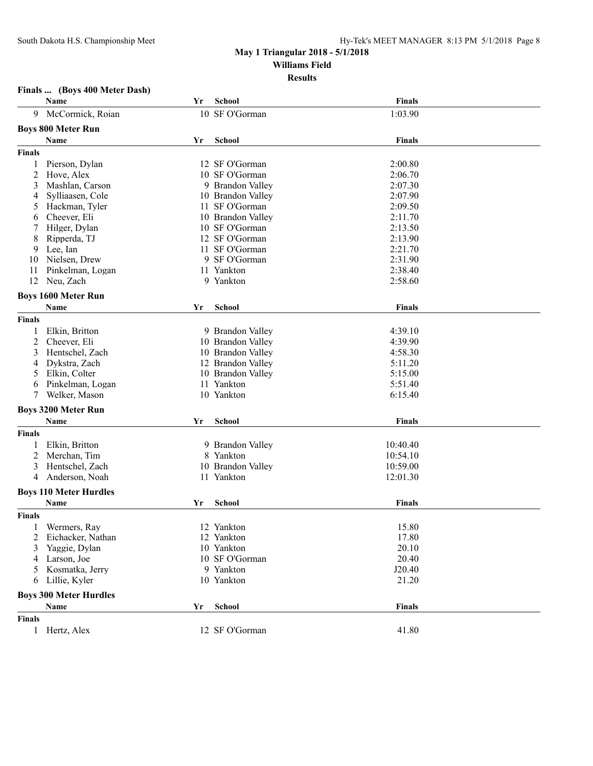## May 1 Triangular 2018 - 5/1/2018
**Williams Field**
**Results**

### Finals ... (Boys 400 Meter Dash)

| | Name | Yr | School | Finals |
|---|---|---|---|---|
| 9 | McCormick, Roian | 10 | SF O'Gorman | 1:03.90 |

### Boys 800 Meter Run

| | Name | Yr | School | Finals |
|---|---|---|---|---|
| **Finals** | | | | |
| 1 | Pierson, Dylan | 12 | SF O'Gorman | 2:00.80 |
| 2 | Hove, Alex | 10 | SF O'Gorman | 2:06.70 |
| 3 | Mashlan, Carson | 9 | Brandon Valley | 2:07.30 |
| 4 | Sylliaasen, Cole | 10 | Brandon Valley | 2:07.90 |
| 5 | Hackman, Tyler | 11 | SF O'Gorman | 2:09.50 |
| 6 | Cheever, Eli | 10 | Brandon Valley | 2:11.70 |
| 7 | Hilger, Dylan | 10 | SF O'Gorman | 2:13.50 |
| 8 | Ripperda, TJ | 12 | SF O'Gorman | 2:13.90 |
| 9 | Lee, Ian | 11 | SF O'Gorman | 2:21.70 |
| 10 | Nielsen, Drew | 9 | SF O'Gorman | 2:31.90 |
| 11 | Pinkelman, Logan | 11 | Yankton | 2:38.40 |
| 12 | Neu, Zach | 9 | Yankton | 2:58.60 |

### Boys 1600 Meter Run

| | Name | Yr | School | Finals |
|---|---|---|---|---|
| **Finals** | | | | |
| 1 | Elkin, Britton | 9 | Brandon Valley | 4:39.10 |
| 2 | Cheever, Eli | 10 | Brandon Valley | 4:39.90 |
| 3 | Hentschel, Zach | 10 | Brandon Valley | 4:58.30 |
| 4 | Dykstra, Zach | 12 | Brandon Valley | 5:11.20 |
| 5 | Elkin, Colter | 10 | Brandon Valley | 5:15.00 |
| 6 | Pinkelman, Logan | 11 | Yankton | 5:51.40 |
| 7 | Welker, Mason | 10 | Yankton | 6:15.40 |

### Boys 3200 Meter Run

| | Name | Yr | School | Finals |
|---|---|---|---|---|
| **Finals** | | | | |
| 1 | Elkin, Britton | 9 | Brandon Valley | 10:40.40 |
| 2 | Merchan, Tim | 8 | Yankton | 10:54.10 |
| 3 | Hentschel, Zach | 10 | Brandon Valley | 10:59.00 |
| 4 | Anderson, Noah | 11 | Yankton | 12:01.30 |

### Boys 110 Meter Hurdles

| | Name | Yr | School | Finals |
|---|---|---|---|---|
| **Finals** | | | | |
| 1 | Wermers, Ray | 12 | Yankton | 15.80 |
| 2 | Eichacker, Nathan | 12 | Yankton | 17.80 |
| 3 | Yaggie, Dylan | 10 | Yankton | 20.10 |
| 4 | Larson, Joe | 10 | SF O'Gorman | 20.40 |
| 5 | Kosmatka, Jerry | 9 | Yankton | J20.40 |
| 6 | Lillie, Kyler | 10 | Yankton | 21.20 |

### Boys 300 Meter Hurdles

| | Name | Yr | School | Finals |
|---|---|---|---|---|
| **Finals** | | | | |
| 1 | Hertz, Alex | 12 | SF O'Gorman | 41.80 |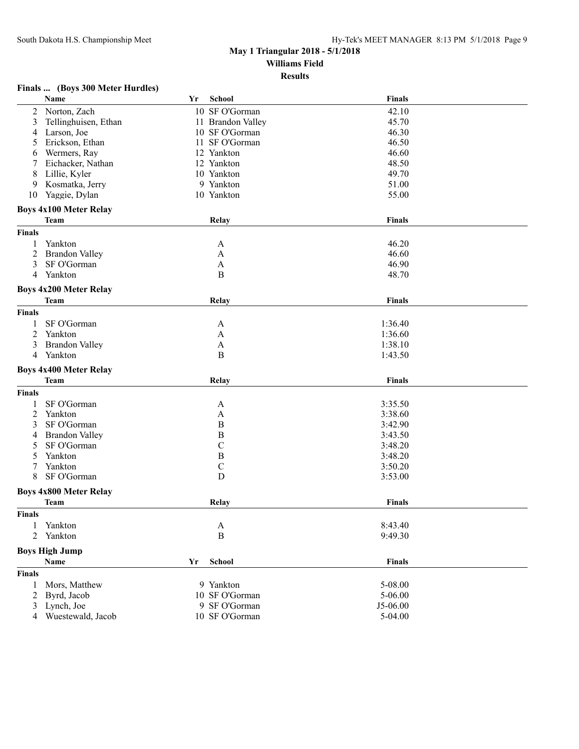## May 1 Triangular 2018 - 5/1/2018

**Williams Field**

**Results**

### Finals ... (Boys 300 Meter Hurdles)

| | Name | Yr | School | Finals |
|---|---|---|---|---|
| 2 | Norton, Zach | 10 | SF O'Gorman | 42.10 |
| 3 | Tellinghuisen, Ethan | 11 | Brandon Valley | 45.70 |
| 4 | Larson, Joe | 10 | SF O'Gorman | 46.30 |
| 5 | Erickson, Ethan | 11 | SF O'Gorman | 46.50 |
| 6 | Wermers, Ray | 12 | Yankton | 46.60 |
| 7 | Eichacker, Nathan | 12 | Yankton | 48.50 |
| 8 | Lillie, Kyler | 10 | Yankton | 49.70 |
| 9 | Kosmatka, Jerry | 9 | Yankton | 51.00 |
| 10 | Yaggie, Dylan | 10 | Yankton | 55.00 |

### Boys 4x100 Meter Relay

**Finals**

| | Team | Relay | Finals |
|---|---|---|---|
| 1 | Yankton | A | 46.20 |
| 2 | Brandon Valley | A | 46.60 |
| 3 | SF O'Gorman | A | 46.90 |
| 4 | Yankton | B | 48.70 |

### Boys 4x200 Meter Relay

**Finals**

| | Team | Relay | Finals |
|---|---|---|---|
| 1 | SF O'Gorman | A | 1:36.40 |
| 2 | Yankton | A | 1:36.60 |
| 3 | Brandon Valley | A | 1:38.10 |
| 4 | Yankton | B | 1:43.50 |

### Boys 4x400 Meter Relay

**Finals**

| | Team | Relay | Finals |
|---|---|---|---|
| 1 | SF O'Gorman | A | 3:35.50 |
| 2 | Yankton | A | 3:38.60 |
| 3 | SF O'Gorman | B | 3:42.90 |
| 4 | Brandon Valley | B | 3:43.50 |
| 5 | SF O'Gorman | C | 3:48.20 |
| 5 | Yankton | B | 3:48.20 |
| 7 | Yankton | C | 3:50.20 |
| 8 | SF O'Gorman | D | 3:53.00 |

### Boys 4x800 Meter Relay

**Finals**

| | Team | Relay | Finals |
|---|---|---|---|
| 1 | Yankton | A | 8:43.40 |
| 2 | Yankton | B | 9:49.30 |

### Boys High Jump

**Finals**

| | Name | Yr | School | Finals |
|---|---|---|---|---|
| 1 | Mors, Matthew | 9 | Yankton | 5-08.00 |
| 2 | Byrd, Jacob | 10 | SF O'Gorman | 5-06.00 |
| 3 | Lynch, Joe | 9 | SF O'Gorman | J5-06.00 |
| 4 | Wuestewald, Jacob | 10 | SF O'Gorman | 5-04.00 |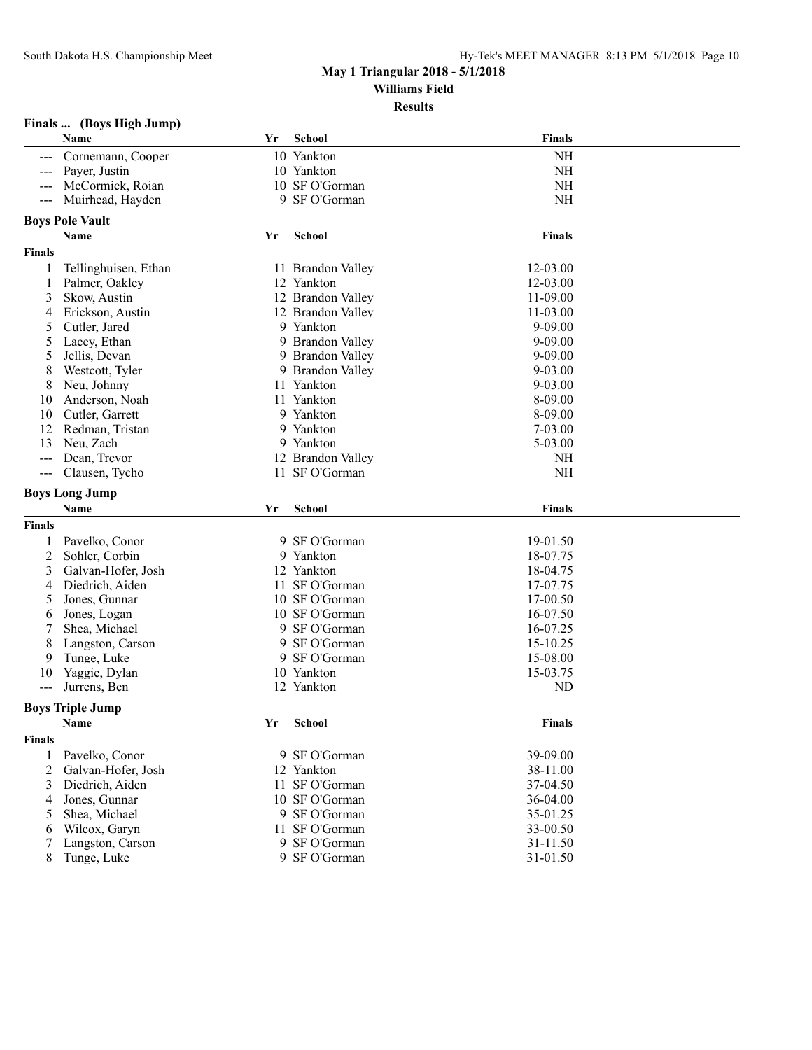## May 1 Triangular 2018 - 5/1/2018

**Williams Field**

**Results**

### Finals ... (Boys High Jump)

| | Name | Yr | School | Finals |
|---|---|---|---|---|
| --- | Cornemann, Cooper | 10 | Yankton | NH |
| --- | Payer, Justin | 10 | Yankton | NH |
| --- | McCormick, Roian | 10 | SF O'Gorman | NH |
| --- | Muirhead, Hayden | 9 | SF O'Gorman | NH |

### Boys Pole Vault

**Finals**

| | Name | Yr | School | Finals |
|---|---|---|---|---|
| 1 | Tellinghuisen, Ethan | 11 | Brandon Valley | 12-03.00 |
| 1 | Palmer, Oakley | 12 | Yankton | 12-03.00 |
| 3 | Skow, Austin | 12 | Brandon Valley | 11-09.00 |
| 4 | Erickson, Austin | 12 | Brandon Valley | 11-03.00 |
| 5 | Cutler, Jared | 9 | Yankton | 9-09.00 |
| 5 | Lacey, Ethan | 9 | Brandon Valley | 9-09.00 |
| 5 | Jellis, Devan | 9 | Brandon Valley | 9-09.00 |
| 8 | Westcott, Tyler | 9 | Brandon Valley | 9-03.00 |
| 8 | Neu, Johnny | 11 | Yankton | 9-03.00 |
| 10 | Anderson, Noah | 11 | Yankton | 8-09.00 |
| 10 | Cutler, Garrett | 9 | Yankton | 8-09.00 |
| 12 | Redman, Tristan | 9 | Yankton | 7-03.00 |
| 13 | Neu, Zach | 9 | Yankton | 5-03.00 |
| --- | Dean, Trevor | 12 | Brandon Valley | NH |
| --- | Clausen, Tycho | 11 | SF O'Gorman | NH |

### Boys Long Jump

**Finals**

| | Name | Yr | School | Finals |
|---|---|---|---|---|
| 1 | Pavelko, Conor | 9 | SF O'Gorman | 19-01.50 |
| 2 | Sohler, Corbin | 9 | Yankton | 18-07.75 |
| 3 | Galvan-Hofer, Josh | 12 | Yankton | 18-04.75 |
| 4 | Diedrich, Aiden | 11 | SF O'Gorman | 17-07.75 |
| 5 | Jones, Gunnar | 10 | SF O'Gorman | 17-00.50 |
| 6 | Jones, Logan | 10 | SF O'Gorman | 16-07.50 |
| 7 | Shea, Michael | 9 | SF O'Gorman | 16-07.25 |
| 8 | Langston, Carson | 9 | SF O'Gorman | 15-10.25 |
| 9 | Tunge, Luke | 9 | SF O'Gorman | 15-08.00 |
| 10 | Yaggie, Dylan | 10 | Yankton | 15-03.75 |
| --- | Jurrens, Ben | 12 | Yankton | ND |

### Boys Triple Jump

**Finals**

| | Name | Yr | School | Finals |
|---|---|---|---|---|
| 1 | Pavelko, Conor | 9 | SF O'Gorman | 39-09.00 |
| 2 | Galvan-Hofer, Josh | 12 | Yankton | 38-11.00 |
| 3 | Diedrich, Aiden | 11 | SF O'Gorman | 37-04.50 |
| 4 | Jones, Gunnar | 10 | SF O'Gorman | 36-04.00 |
| 5 | Shea, Michael | 9 | SF O'Gorman | 35-01.25 |
| 6 | Wilcox, Garyn | 11 | SF O'Gorman | 33-00.50 |
| 7 | Langston, Carson | 9 | SF O'Gorman | 31-11.50 |
| 8 | Tunge, Luke | 9 | SF O'Gorman | 31-01.50 |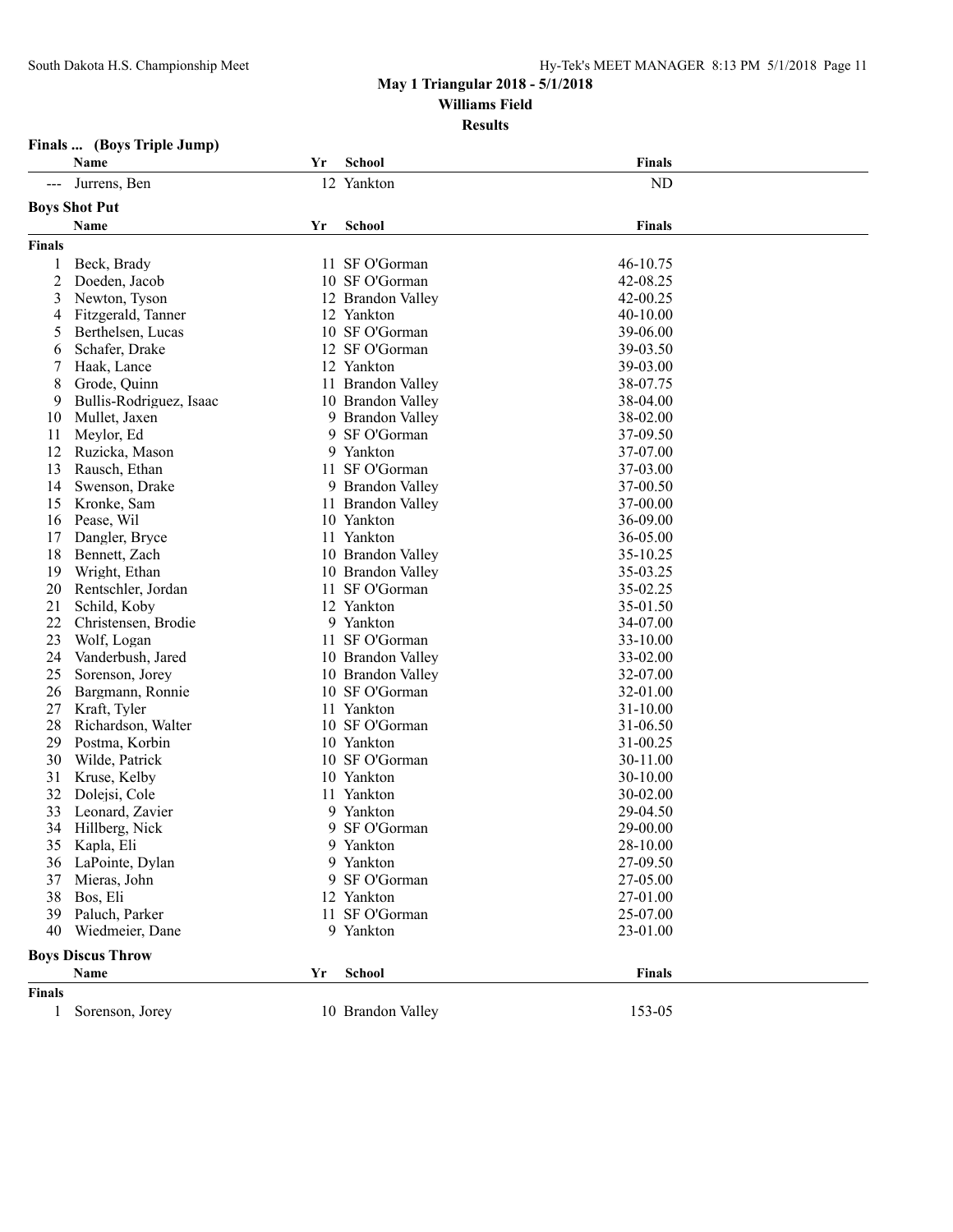## May 1 Triangular 2018 - 5/1/2018

**Williams Field**

**Results**

### Finals ... (Boys Triple Jump)

| | Name | Yr | School | Finals |
|---|---|---|---|---|
| --- | Jurrens, Ben | 12 | Yankton | ND |

### Boys Shot Put

**Finals**

| | Name | Yr | School | Finals |
|---|---|---|---|---|
| 1 | Beck, Brady | 11 | SF O'Gorman | 46-10.75 |
| 2 | Doeden, Jacob | 10 | SF O'Gorman | 42-08.25 |
| 3 | Newton, Tyson | 12 | Brandon Valley | 42-00.25 |
| 4 | Fitzgerald, Tanner | 12 | Yankton | 40-10.00 |
| 5 | Berthelsen, Lucas | 10 | SF O'Gorman | 39-06.00 |
| 6 | Schafer, Drake | 12 | SF O'Gorman | 39-03.50 |
| 7 | Haak, Lance | 12 | Yankton | 39-03.00 |
| 8 | Grode, Quinn | 11 | Brandon Valley | 38-07.75 |
| 9 | Bullis-Rodriguez, Isaac | 10 | Brandon Valley | 38-04.00 |
| 10 | Mullet, Jaxen | 9 | Brandon Valley | 38-02.00 |
| 11 | Meylor, Ed | 9 | SF O'Gorman | 37-09.50 |
| 12 | Ruzicka, Mason | 9 | Yankton | 37-07.00 |
| 13 | Rausch, Ethan | 11 | SF O'Gorman | 37-03.00 |
| 14 | Swenson, Drake | 9 | Brandon Valley | 37-00.50 |
| 15 | Kronke, Sam | 11 | Brandon Valley | 37-00.00 |
| 16 | Pease, Wil | 10 | Yankton | 36-09.00 |
| 17 | Dangler, Bryce | 11 | Yankton | 36-05.00 |
| 18 | Bennett, Zach | 10 | Brandon Valley | 35-10.25 |
| 19 | Wright, Ethan | 10 | Brandon Valley | 35-03.25 |
| 20 | Rentschler, Jordan | 11 | SF O'Gorman | 35-02.25 |
| 21 | Schild, Koby | 12 | Yankton | 35-01.50 |
| 22 | Christensen, Brodie | 9 | Yankton | 34-07.00 |
| 23 | Wolf, Logan | 11 | SF O'Gorman | 33-10.00 |
| 24 | Vanderbush, Jared | 10 | Brandon Valley | 33-02.00 |
| 25 | Sorenson, Jorey | 10 | Brandon Valley | 32-07.00 |
| 26 | Bargmann, Ronnie | 10 | SF O'Gorman | 32-01.00 |
| 27 | Kraft, Tyler | 11 | Yankton | 31-10.00 |
| 28 | Richardson, Walter | 10 | SF O'Gorman | 31-06.50 |
| 29 | Postma, Korbin | 10 | Yankton | 31-00.25 |
| 30 | Wilde, Patrick | 10 | SF O'Gorman | 30-11.00 |
| 31 | Kruse, Kelby | 10 | Yankton | 30-10.00 |
| 32 | Dolejsi, Cole | 11 | Yankton | 30-02.00 |
| 33 | Leonard, Zavier | 9 | Yankton | 29-04.50 |
| 34 | Hillberg, Nick | 9 | SF O'Gorman | 29-00.00 |
| 35 | Kapla, Eli | 9 | Yankton | 28-10.00 |
| 36 | LaPointe, Dylan | 9 | Yankton | 27-09.50 |
| 37 | Mieras, John | 9 | SF O'Gorman | 27-05.00 |
| 38 | Bos, Eli | 12 | Yankton | 27-01.00 |
| 39 | Paluch, Parker | 11 | SF O'Gorman | 25-07.00 |
| 40 | Wiedmeier, Dane | 9 | Yankton | 23-01.00 |

### Boys Discus Throw

**Finals**

| | Name | Yr | School | Finals |
|---|---|---|---|---|
| 1 | Sorenson, Jorey | 10 | Brandon Valley | 153-05 |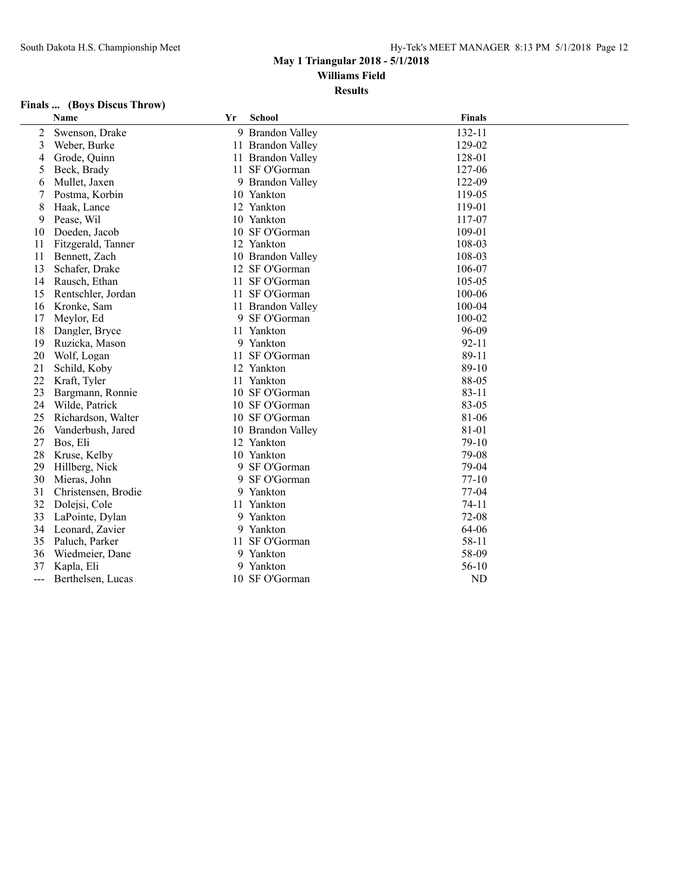**May 1 Triangular 2018 - 5/1/2018**

**Williams Field**

**Results**

**Finals ... (Boys Discus Throw)**

| | Name | Yr | School | Finals |
|---|---|---|---|---|
| 2 | Swenson, Drake | 9 | Brandon Valley | 132-11 |
| 3 | Weber, Burke | 11 | Brandon Valley | 129-02 |
| 4 | Grode, Quinn | 11 | Brandon Valley | 128-01 |
| 5 | Beck, Brady | 11 | SF O'Gorman | 127-06 |
| 6 | Mullet, Jaxen | 9 | Brandon Valley | 122-09 |
| 7 | Postma, Korbin | 10 | Yankton | 119-05 |
| 8 | Haak, Lance | 12 | Yankton | 119-01 |
| 9 | Pease, Wil | 10 | Yankton | 117-07 |
| 10 | Doeden, Jacob | 10 | SF O'Gorman | 109-01 |
| 11 | Fitzgerald, Tanner | 12 | Yankton | 108-03 |
| 11 | Bennett, Zach | 10 | Brandon Valley | 108-03 |
| 13 | Schafer, Drake | 12 | SF O'Gorman | 106-07 |
| 14 | Rausch, Ethan | 11 | SF O'Gorman | 105-05 |
| 15 | Rentschler, Jordan | 11 | SF O'Gorman | 100-06 |
| 16 | Kronke, Sam | 11 | Brandon Valley | 100-04 |
| 17 | Meylor, Ed | 9 | SF O'Gorman | 100-02 |
| 18 | Dangler, Bryce | 11 | Yankton | 96-09 |
| 19 | Ruzicka, Mason | 9 | Yankton | 92-11 |
| 20 | Wolf, Logan | 11 | SF O'Gorman | 89-11 |
| 21 | Schild, Koby | 12 | Yankton | 89-10 |
| 22 | Kraft, Tyler | 11 | Yankton | 88-05 |
| 23 | Bargmann, Ronnie | 10 | SF O'Gorman | 83-11 |
| 24 | Wilde, Patrick | 10 | SF O'Gorman | 83-05 |
| 25 | Richardson, Walter | 10 | SF O'Gorman | 81-06 |
| 26 | Vanderbush, Jared | 10 | Brandon Valley | 81-01 |
| 27 | Bos, Eli | 12 | Yankton | 79-10 |
| 28 | Kruse, Kelby | 10 | Yankton | 79-08 |
| 29 | Hillberg, Nick | 9 | SF O'Gorman | 79-04 |
| 30 | Mieras, John | 9 | SF O'Gorman | 77-10 |
| 31 | Christensen, Brodie | 9 | Yankton | 77-04 |
| 32 | Dolejsi, Cole | 11 | Yankton | 74-11 |
| 33 | LaPointe, Dylan | 9 | Yankton | 72-08 |
| 34 | Leonard, Zavier | 9 | Yankton | 64-06 |
| 35 | Paluch, Parker | 11 | SF O'Gorman | 58-11 |
| 36 | Wiedmeier, Dane | 9 | Yankton | 58-09 |
| 37 | Kapla, Eli | 9 | Yankton | 56-10 |
| --- | Berthelsen, Lucas | 10 | SF O'Gorman | ND |